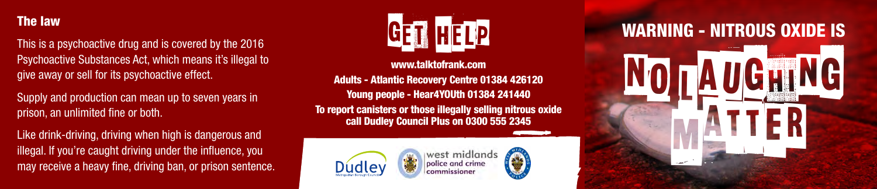## The law

This is a psychoactive drug and is covered by the 2016 Psychoactive Substances Act, which means it's illegal to give away or sell for its psychoactive effect.

Supply and production can mean up to seven years in prison, an unlimited fine or both.

Like drink-driving, driving when high is dangerous and illegal. If you're caught driving under the influence, you may receive a heavy fine, driving ban, or prison sentence.

# GET HELP

**www.talktofrank.com**

**Adults - Atlantic Recovery Centre 01384 426120**

**Young people - Hear4YOUth 01384 241440**

**To report canisters or those illegally selling nitrous oxide call Dudley Council Plus on 0300 555 2345**

Dudley Metropolitan Borough Council

west midlands police and crime commissioner

# WARNING - NITROUS OXIDE IS

# NO LAUGHING MATTER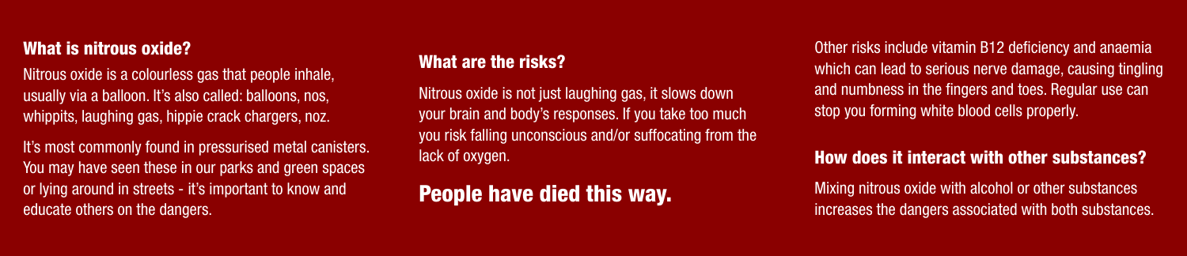### What is nitrous oxide?

Nitrous oxide is a colourless gas that people inhale, usually via a balloon. It's also called: balloons, nos, whippits, laughing gas, hippie crack chargers, noz.

It's most commonly found in pressurised metal canisters. You may have seen these in our parks and green spaces or lying around in streets - it's important to know and educate others on the dangers.

### What are the risks?

Nitrous oxide is not just laughing gas, it slows down your brain and body's responses. If you take too much you risk falling unconscious and/or suffocating from the lack of oxygen.

## People have died this way.

Other risks include vitamin B12 deficiency and anaemia which can lead to serious nerve damage, causing tingling and numbness in the fingers and toes. Regular use can stop you forming white blood cells properly.

### How does it interact with other substances?

Mixing nitrous oxide with alcohol or other substances increases the dangers associated with both substances.